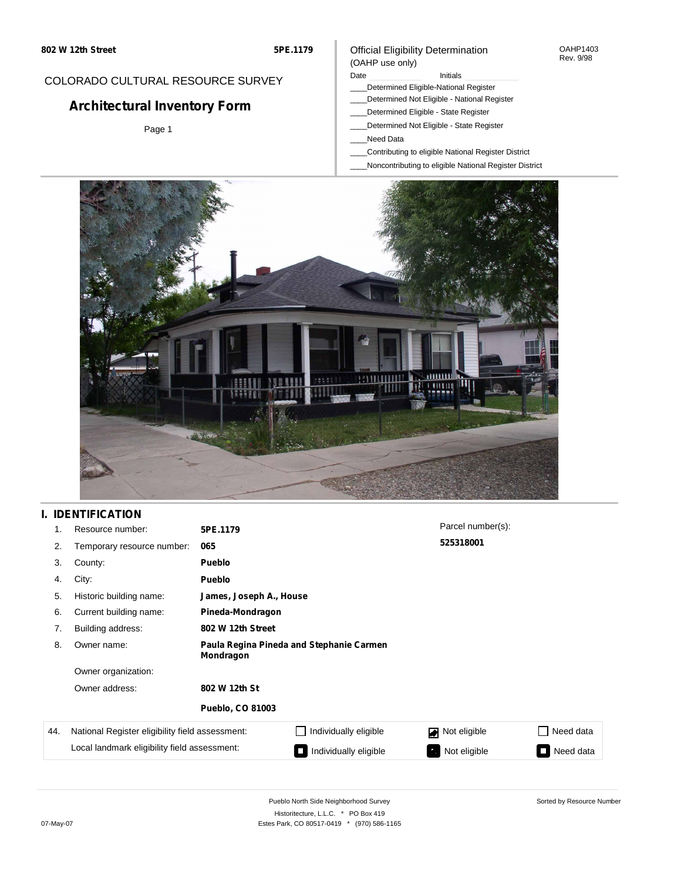802 W 12th Street 5PE.1179

COLORADO CULTURAL RESOURCE SURVEY

# Architectural Inventory Form

Page 1

Official Eligibility Determination
(OAHP use only)

OAHP1403
Rev. 9/98

Date ____________ Initials ____________

____Determined Eligible-National Register
____Determined Not Eligible - National Register
____Determined Eligible - State Register
____Determined Not Eligible - State Register
____Need Data
____Contributing to eligible National Register District
____Noncontributing to eligible National Register District

## I. IDENTIFICATION

| | | |
|---|---|---|
| 1. | Resource number: | **5PE.1179** |
| 2. | Temporary resource number: | **065** |
| 3. | County: | **Pueblo** |
| 4. | City: | **Pueblo** |
| 5. | Historic building name: | **James, Joseph A., House** |
| 6. | Current building name: | **Pineda-Mondragon** |
| 7. | Building address: | **802 W 12th Street** |
| 8. | Owner name: | **Paula Regina Pineda and Stephanie Carmen Mondragon** |
| | Owner organization: | |
| | Owner address: | **802 W 12th St** |
| | | **Pueblo, CO 81003** |

Parcel number(s):
**525318001**

| 44. | | | | |
|---|---|---|---|---|
| National Register eligibility field assessment: | ☐ Individually eligible | ☑ Not eligible | ☐ Need data |
| Local landmark eligibility field assessment: | ☐ Individually eligible | ☑ Not eligible | ☐ Need data |

Pueblo North Side Neighborhood Survey
Historitecture, L.L.C. * PO Box 419
Estes Park, CO 80517-0419 * (970) 586-1165

07-May-07

Sorted by Resource Number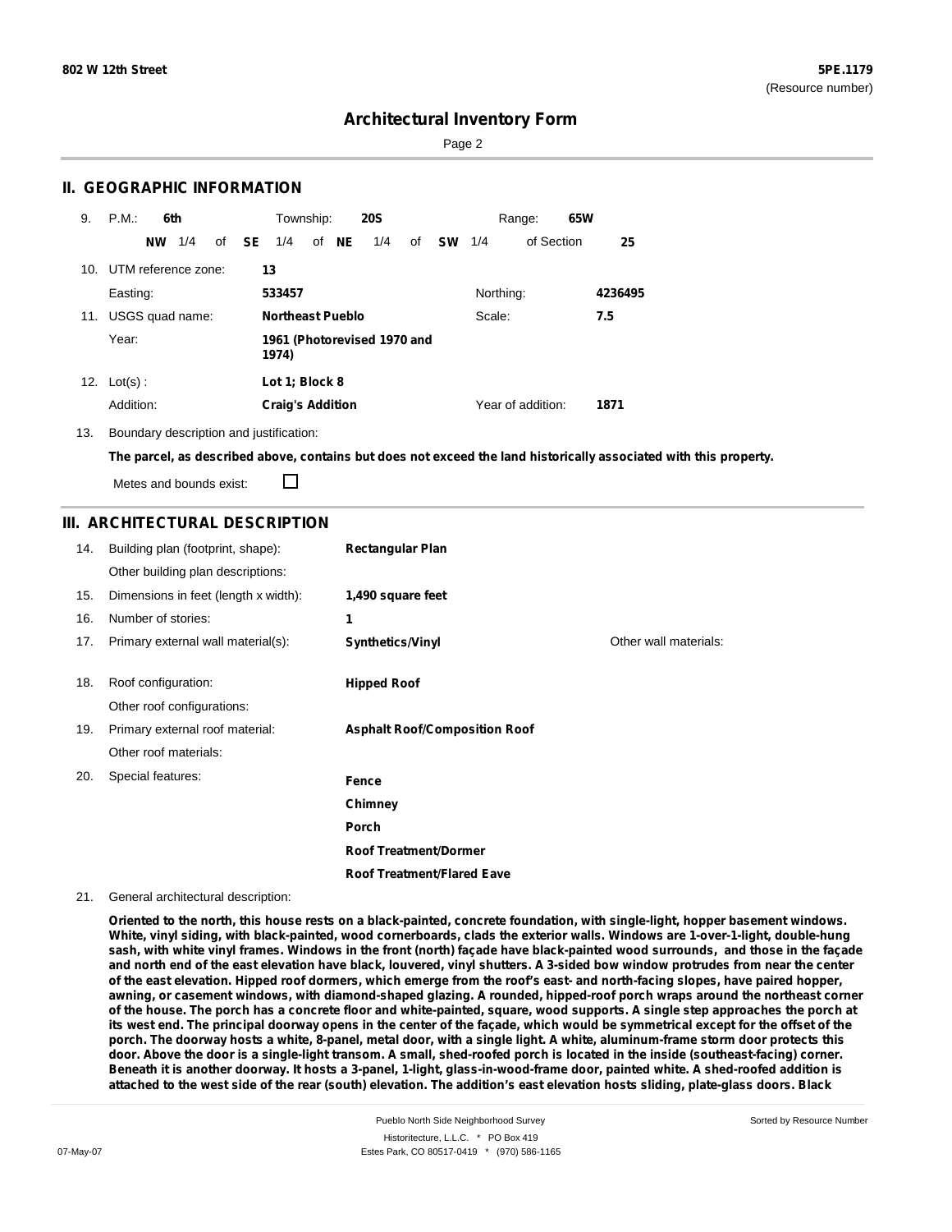## II. GEOGRAPHIC INFORMATION

9. P.M.: **6th** Township: **20S** Range: **65W**

**NW** 1/4 of **SE** 1/4 of **NE** 1/4 of **SW** 1/4 of Section **25**

10. UTM reference zone: **13**

Easting: **533457** Northing: **4236495**

11. USGS quad name: **Northeast Pueblo** Scale: **7.5**

Year: **1961 (Photorevised 1970 and 1974)**

12. Lot(s) : **Lot 1; Block 8**

Addition: **Craig's Addition** Year of addition: **1871**

13. Boundary description and justification:

**The parcel, as described above, contains but does not exceed the land historically associated with this property.**

Metes and bounds exist: ☐

## III. ARCHITECTURAL DESCRIPTION

| | | |
|---|---|---|
| 14. Building plan (footprint, shape): | **Rectangular Plan** | |
| Other building plan descriptions: | | |
| 15. Dimensions in feet (length x width): | **1,490 square feet** | |
| 16. Number of stories: | **1** | |
| 17. Primary external wall material(s): | **Synthetics/Vinyl** | Other wall materials: |
| 18. Roof configuration: | **Hipped Roof** | |
| Other roof configurations: | | |
| 19. Primary external roof material: | **Asphalt Roof/Composition Roof** | |
| Other roof materials: | | |
| 20. Special features: | **Fence** | |
| | **Chimney** | |
| | **Porch** | |
| | **Roof Treatment/Dormer** | |
| | **Roof Treatment/Flared Eave** | |

21. General architectural description:

**Oriented to the north, this house rests on a black-painted, concrete foundation, with single-light, hopper basement windows. White, vinyl siding, with black-painted, wood cornerboards, clads the exterior walls. Windows are 1-over-1-light, double-hung sash, with white vinyl frames. Windows in the front (north) façade have black-painted wood surrounds, and those in the façade and north end of the east elevation have black, louvered, vinyl shutters. A 3-sided bow window protrudes from near the center of the east elevation. Hipped roof dormers, which emerge from the roof's east- and north-facing slopes, have paired hopper, awning, or casement windows, with diamond-shaped glazing. A rounded, hipped-roof porch wraps around the northeast corner of the house. The porch has a concrete floor and white-painted, square, wood supports. A single step approaches the porch at its west end. The principal doorway opens in the center of the façade, which would be symmetrical except for the offset of the porch. The doorway hosts a white, 8-panel, metal door, with a single light. A white, aluminum-frame storm door protects this door. Above the door is a single-light transom. A small, shed-roofed porch is located in the inside (southeast-facing) corner. Beneath it is another doorway. It hosts a 3-panel, 1-light, glass-in-wood-frame door, painted white. A shed-roofed addition is attached to the west side of the rear (south) elevation. The addition's east elevation hosts sliding, plate-glass doors. Black**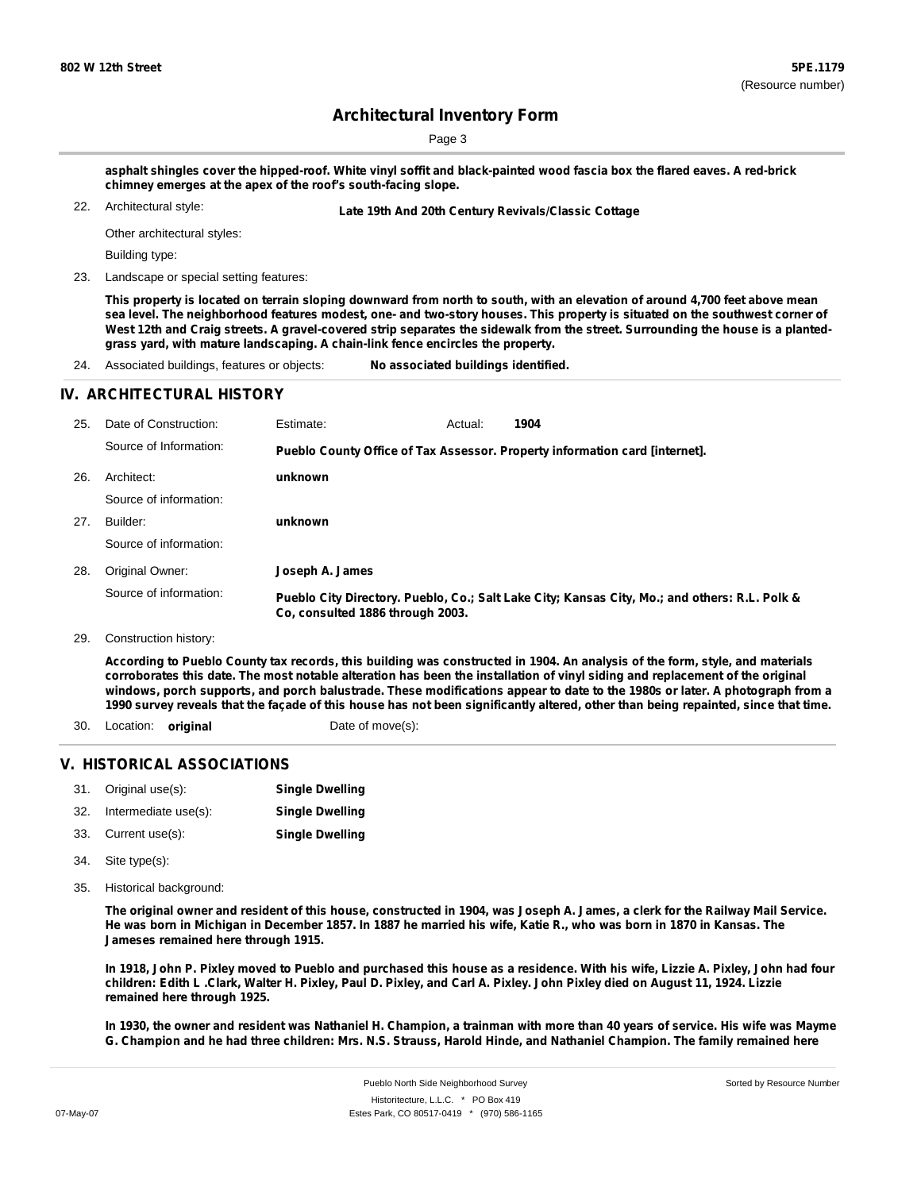**asphalt shingles cover the hipped-roof. White vinyl soffit and black-painted wood fascia box the flared eaves. A red-brick chimney emerges at the apex of the roof's south-facing slope.**

22. Architectural style: **Late 19th And 20th Century Revivals/Classic Cottage**

 Other architectural styles:

 Building type:

23. Landscape or special setting features:

**This property is located on terrain sloping downward from north to south, with an elevation of around 4,700 feet above mean sea level. The neighborhood features modest, one- and two-story houses. This property is situated on the southwest corner of West 12th and Craig streets. A gravel-covered strip separates the sidewalk from the street. Surrounding the house is a planted-grass yard, with mature landscaping. A chain-link fence encircles the property.**

24. Associated buildings, features or objects: **No associated buildings identified.**

## IV. ARCHITECTURAL HISTORY

25. Date of Construction: Estimate: Actual: **1904**

 Source of Information: **Pueblo County Office of Tax Assessor. Property information card [internet].**

26. Architect: **unknown**

 Source of information:

27. Builder: **unknown**

 Source of information:

28. Original Owner: **Joseph A. James**

 Source of information: **Pueblo City Directory. Pueblo, Co.; Salt Lake City; Kansas City, Mo.; and others: R.L. Polk & Co, consulted 1886 through 2003.**

29. Construction history:

**According to Pueblo County tax records, this building was constructed in 1904. An analysis of the form, style, and materials corroborates this date. The most notable alteration has been the installation of vinyl siding and replacement of the original windows, porch supports, and porch balustrade. These modifications appear to date to the 1980s or later. A photograph from a 1990 survey reveals that the façade of this house has not been significantly altered, other than being repainted, since that time.**

30. Location: **original** Date of move(s):

## V. HISTORICAL ASSOCIATIONS

31. Original use(s): **Single Dwelling**
32. Intermediate use(s): **Single Dwelling**
33. Current use(s): **Single Dwelling**
34. Site type(s):
35. Historical background:

**The original owner and resident of this house, constructed in 1904, was Joseph A. James, a clerk for the Railway Mail Service. He was born in Michigan in December 1857. In 1887 he married his wife, Katie R., who was born in 1870 in Kansas. The Jameses remained here through 1915.**

**In 1918, John P. Pixley moved to Pueblo and purchased this house as a residence. With his wife, Lizzie A. Pixley, John had four children: Edith L .Clark, Walter H. Pixley, Paul D. Pixley, and Carl A. Pixley. John Pixley died on August 11, 1924. Lizzie remained here through 1925.**

**In 1930, the owner and resident was Nathaniel H. Champion, a trainman with more than 40 years of service. His wife was Mayme G. Champion and he had three children: Mrs. N.S. Strauss, Harold Hinde, and Nathaniel Champion. The family remained here**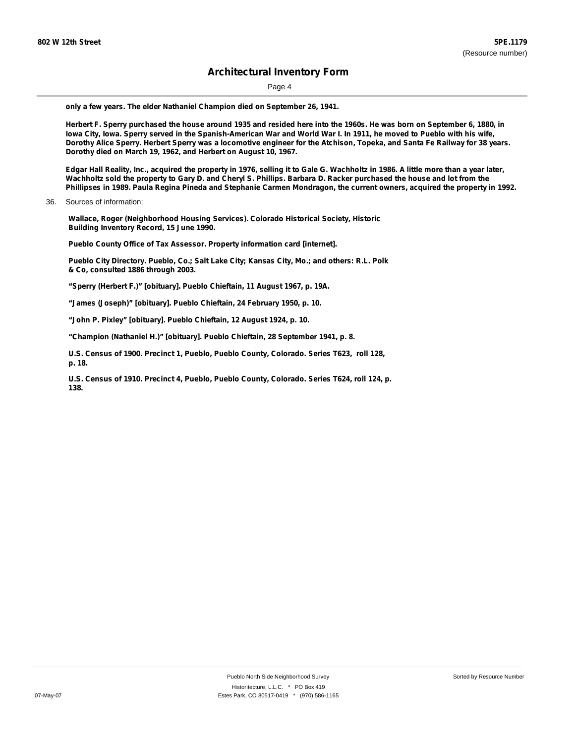only a few years. The elder Nathaniel Champion died on September 26, 1941.

Herbert F. Sperry purchased the house around 1935 and resided here into the 1960s. He was born on September 6, 1880, in Iowa City, Iowa. Sperry served in the Spanish-American War and World War I. In 1911, he moved to Pueblo with his wife, Dorothy Alice Sperry. Herbert Sperry was a locomotive engineer for the Atchison, Topeka, and Santa Fe Railway for 38 years. Dorothy died on March 19, 1962, and Herbert on August 10, 1967.

Edgar Hall Reality, Inc., acquired the property in 1976, selling it to Gale G. Wachholtz in 1986. A little more than a year later, Wachholtz sold the property to Gary D. and Cheryl S. Phillips. Barbara D. Racker purchased the house and lot from the Phillipses in 1989. Paula Regina Pineda and Stephanie Carmen Mondragon, the current owners, acquired the property in 1992.

36. Sources of information:

Wallace, Roger (Neighborhood Housing Services). Colorado Historical Society, Historic Building Inventory Record, 15 June 1990.

Pueblo County Office of Tax Assessor. Property information card [internet].

Pueblo City Directory. Pueblo, Co.; Salt Lake City; Kansas City, Mo.; and others: R.L. Polk & Co, consulted 1886 through 2003.

"Sperry (Herbert F.)" [obituary]. Pueblo Chieftain, 11 August 1967, p. 19A.

"James (Joseph)" [obituary]. Pueblo Chieftain, 24 February 1950, p. 10.

"John P. Pixley" [obituary]. Pueblo Chieftain, 12 August 1924, p. 10.

"Champion (Nathaniel H.)" [obituary]. Pueblo Chieftain, 28 September 1941, p. 8.

U.S. Census of 1900. Precinct 1, Pueblo, Pueblo County, Colorado. Series T623, roll 128, p. 18.

U.S. Census of 1910. Precinct 4, Pueblo, Pueblo County, Colorado. Series T624, roll 124, p. 138.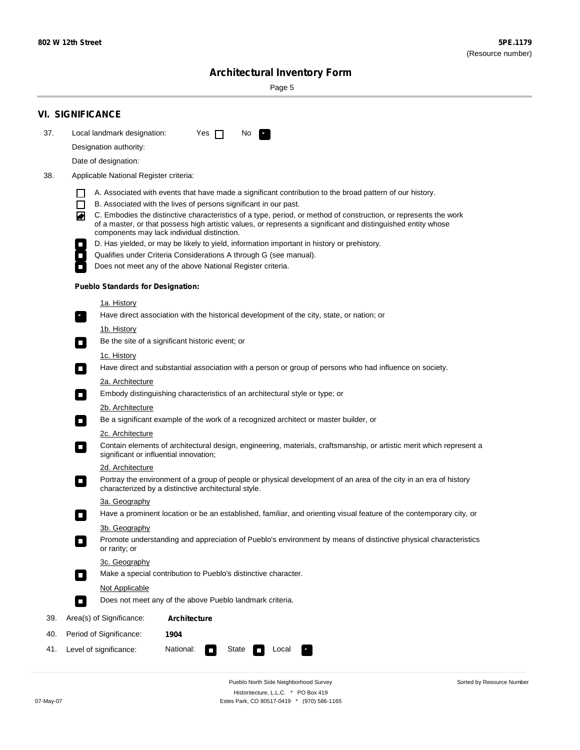## VI. SIGNIFICANCE

37. Local landmark designation: Yes [ ] No [x]

Designation authority:

Date of designation:

38. Applicable National Register criteria:

- [ ] A. Associated with events that have made a significant contribution to the broad pattern of our history.
- [ ] B. Associated with the lives of persons significant in our past.
- [x] C. Embodies the distinctive characteristics of a type, period, or method of construction, or represents the work of a master, or that possess high artistic values, or represents a significant and distinguished entity whose components may lack individual distinction.
- [ ] D. Has yielded, or may be likely to yield, information important in history or prehistory.
- [ ] Qualifies under Criteria Considerations A through G (see manual).
- [ ] Does not meet any of the above National Register criteria.

**Pueblo Standards for Designation:**

1a. History
- [x] Have direct association with the historical development of the city, state, or nation; or

1b. History
- [ ] Be the site of a significant historic event; or

1c. History
- [ ] Have direct and substantial association with a person or group of persons who had influence on society.

2a. Architecture
- [ ] Embody distinguishing characteristics of an architectural style or type; or

2b. Architecture
- [ ] Be a significant example of the work of a recognized architect or master builder, or

2c. Architecture
- [ ] Contain elements of architectural design, engineering, materials, craftsmanship, or artistic merit which represent a significant or influential innovation;

2d. Architecture
- [ ] Portray the environment of a group of people or physical development of an area of the city in an era of history characterized by a distinctive architectural style.

3a. Geography
- [ ] Have a prominent location or be an established, familiar, and orienting visual feature of the contemporary city, or

3b. Geography
- [ ] Promote understanding and appreciation of Pueblo's environment by means of distinctive physical characteristics or rarity; or

3c. Geography
- [ ] Make a special contribution to Pueblo's distinctive character.

Not Applicable
- [ ] Does not meet any of the above Pueblo landmark criteria.

39. Area(s) of Significance: **Architecture**

40. Period of Significance: **1904**

41. Level of significance: National: [ ] State [ ] Local [x]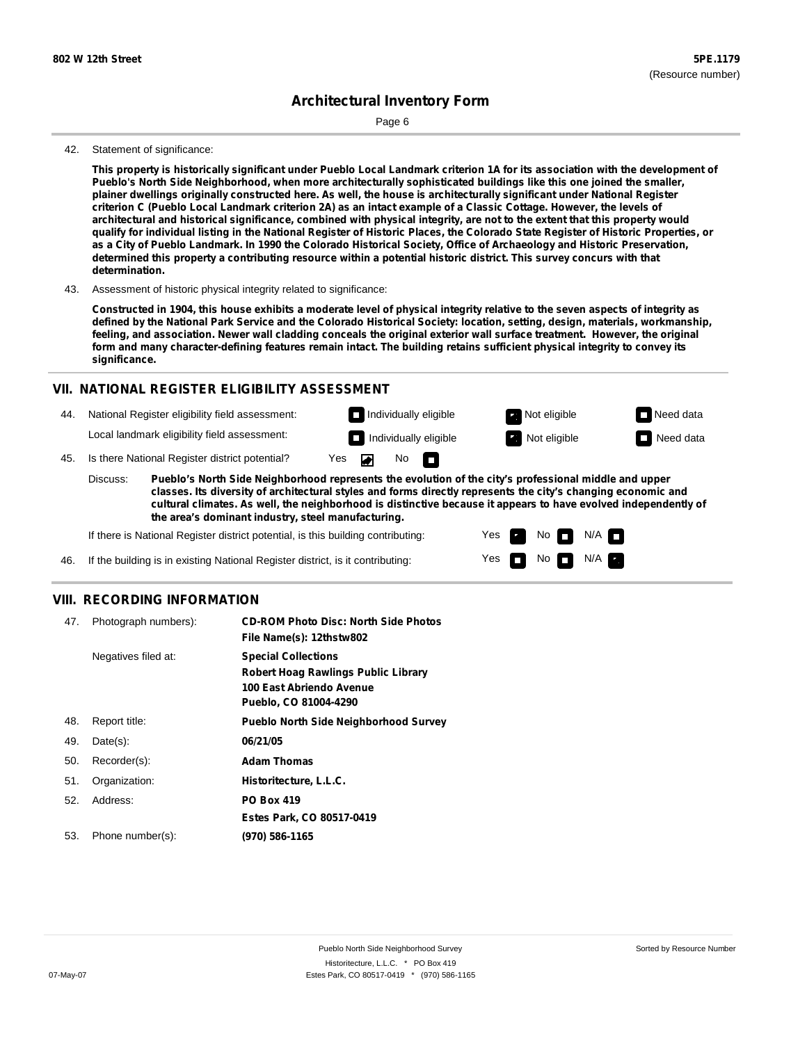## Architectural Inventory Form

42. Statement of significance:

**This property is historically significant under Pueblo Local Landmark criterion 1A for its association with the development of Pueblo's North Side Neighborhood, when more architecturally sophisticated buildings like this one joined the smaller, plainer dwellings originally constructed here. As well, the house is architecturally significant under National Register criterion C (Pueblo Local Landmark criterion 2A) as an intact example of a Classic Cottage. However, the levels of architectural and historical significance, combined with physical integrity, are not to the extent that this property would qualify for individual listing in the National Register of Historic Places, the Colorado State Register of Historic Properties, or as a City of Pueblo Landmark. In 1990 the Colorado Historical Society, Office of Archaeology and Historic Preservation, determined this property a contributing resource within a potential historic district. This survey concurs with that determination.**

43. Assessment of historic physical integrity related to significance:

**Constructed in 1904, this house exhibits a moderate level of physical integrity relative to the seven aspects of integrity as defined by the National Park Service and the Colorado Historical Society: location, setting, design, materials, workmanship, feeling, and association. Newer wall cladding conceals the original exterior wall surface treatment. However, the original form and many character-defining features remain intact. The building retains sufficient physical integrity to convey its significance.**

## VII. NATIONAL REGISTER ELIGIBILITY ASSESSMENT

44. National Register eligibility field assessment: ☐ Individually eligible ☒ Not eligible ☐ Need data

Local landmark eligibility field assessment: ☐ Individually eligible ☒ Not eligible ☐ Need data

45. Is there National Register district potential? Yes ☒ No ☐

Discuss: **Pueblo's North Side Neighborhood represents the evolution of the city's professional middle and upper classes. Its diversity of architectural styles and forms directly represents the city's changing economic and cultural climates. As well, the neighborhood is distinctive because it appears to have evolved independently of the area's dominant industry, steel manufacturing.**

If there is National Register district potential, is this building contributing: Yes ☒ No ☐ N/A ☐

46. If the building is in existing National Register district, is it contributing: Yes ☐ No ☐ N/A ☒

## VIII. RECORDING INFORMATION

47. Photograph numbers): **CD-ROM Photo Disc: North Side Photos**
**File Name(s): 12thstw802**

Negatives filed at: **Special Collections**
**Robert Hoag Rawlings Public Library**
**100 East Abriendo Avenue**
**Pueblo, CO 81004-4290**

48. Report title: **Pueblo North Side Neighborhood Survey**

49. Date(s): **06/21/05**

50. Recorder(s): **Adam Thomas**

51. Organization: **Historitecture, L.L.C.**

52. Address: **PO Box 419**
**Estes Park, CO 80517-0419**

53. Phone number(s): **(970) 586-1165**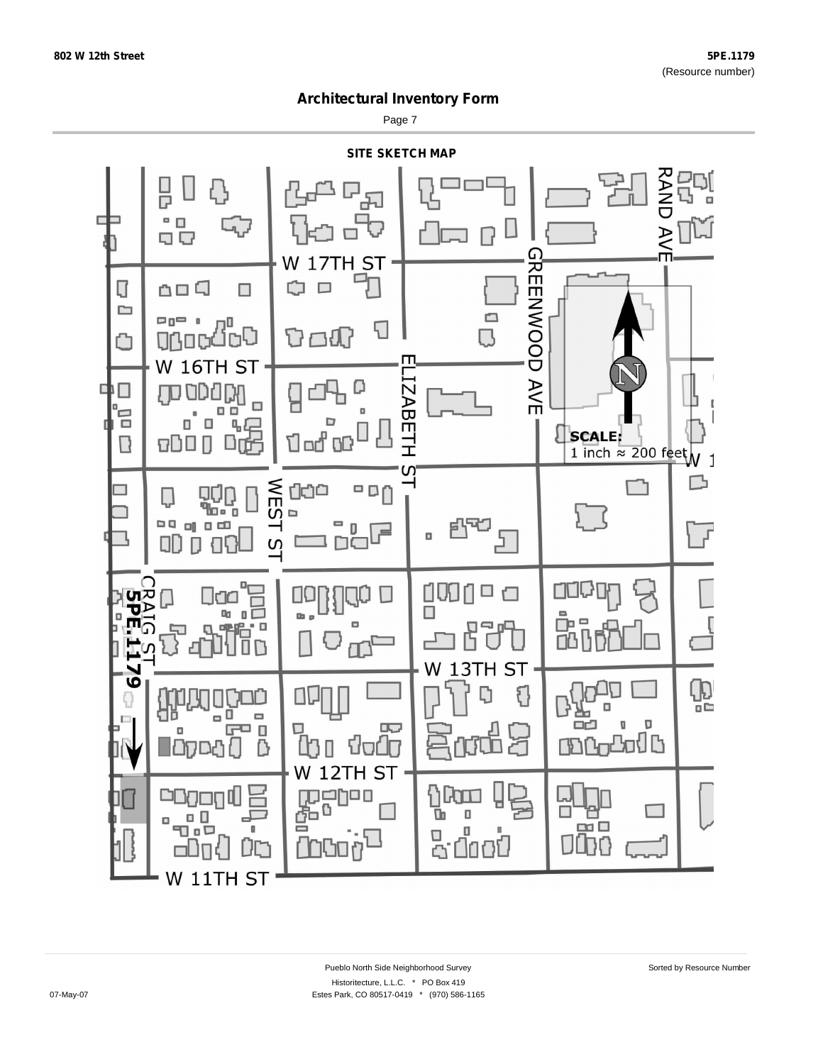# Architectural Inventory Form

## SITE SKETCH MAP

W 17TH ST

W 16TH ST

W 13TH ST

W 12TH ST

W 11TH ST

RAND AVE

GREENWOOD AVE

ELIZABETH ST

WEST ST

CRAIG ST

5PE.1179

**SCALE:**
1 inch ≈ 200 feet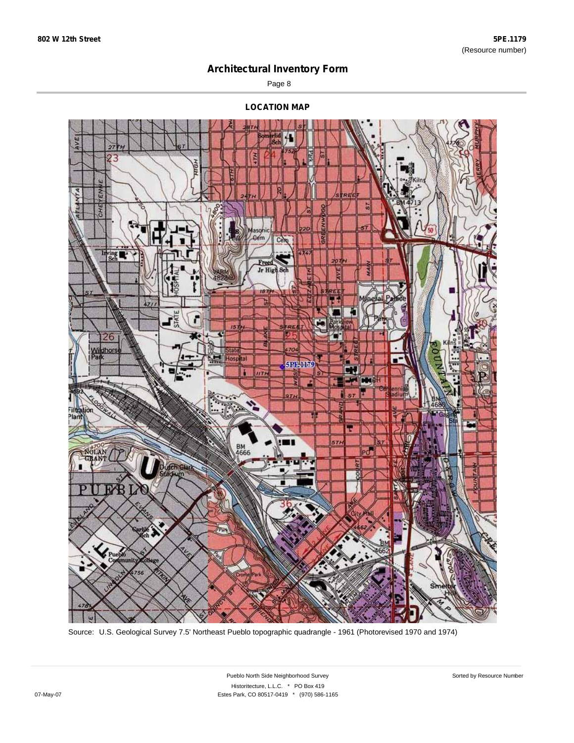802 W 12th Street

5PE.1179
(Resource number)

# Architectural Inventory Form

Page 8

## LOCATION MAP

Source: U.S. Geological Survey 7.5' Northeast Pueblo topographic quadrangle - 1961 (Photorevised 1970 and 1974)

Pueblo North Side Neighborhood Survey
Historitecture, L.L.C. * PO Box 419
Estes Park, CO 80517-0419 * (970) 586-1165

Sorted by Resource Number

07-May-07